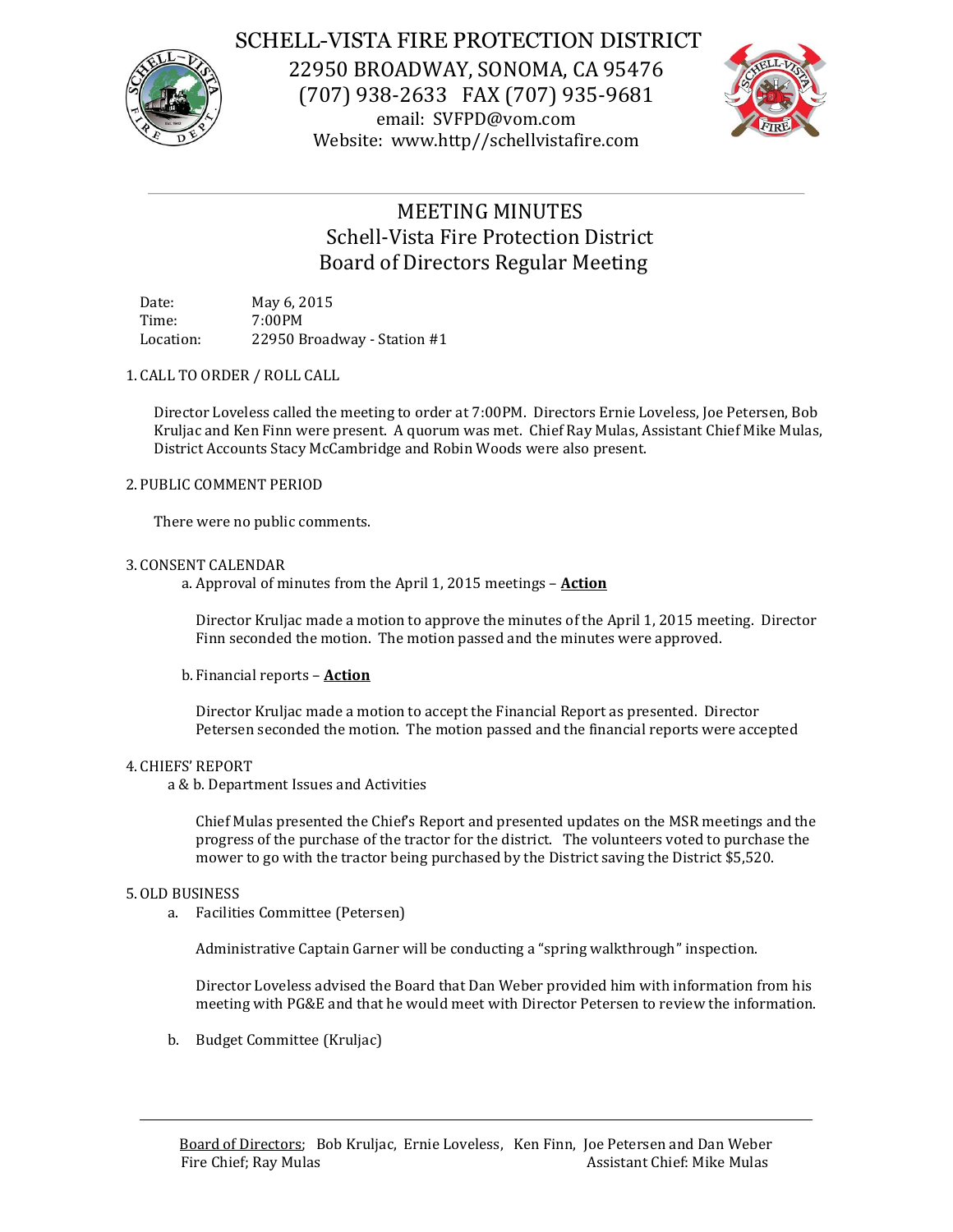# SCHELL-VISTA FIRE PROTECTION DISTRICT

22950 BROADWAY, SONOMA, CA 95476
(707) 938-2633 FAX (707) 935-9681
email: SVFPD@vom.com
Website: www.http//schellvistafire.com

---

## MEETING MINUTES
## Schell-Vista Fire Protection District
## Board of Directors Regular Meeting

Date: May 6, 2015
Time: 7:00PM
Location: 22950 Broadway - Station #1

1. CALL TO ORDER / ROLL CALL

Director Loveless called the meeting to order at 7:00PM. Directors Ernie Loveless, Joe Petersen, Bob Kruljac and Ken Finn were present. A quorum was met. Chief Ray Mulas, Assistant Chief Mike Mulas, District Accounts Stacy McCambridge and Robin Woods were also present.

2. PUBLIC COMMENT PERIOD

There were no public comments.

3. CONSENT CALENDAR
   a. Approval of minutes from the April 1, 2015 meetings – **Action**

   Director Kruljac made a motion to approve the minutes of the April 1, 2015 meeting. Director Finn seconded the motion. The motion passed and the minutes were approved.

   b. Financial reports – **Action**

   Director Kruljac made a motion to accept the Financial Report as presented. Director Petersen seconded the motion. The motion passed and the financial reports were accepted

4. CHIEFS' REPORT
   a & b. Department Issues and Activities

   Chief Mulas presented the Chief's Report and presented updates on the MSR meetings and the progress of the purchase of the tractor for the district. The volunteers voted to purchase the mower to go with the tractor being purchased by the District saving the District $5,520.

5. OLD BUSINESS
   a. Facilities Committee (Petersen)

   Administrative Captain Garner will be conducting a "spring walkthrough" inspection.

   Director Loveless advised the Board that Dan Weber provided him with information from his meeting with PG&E and that he would meet with Director Petersen to review the information.

   b. Budget Committee (Kruljac)

---

Board of Directors; Bob Kruljac, Ernie Loveless, Ken Finn, Joe Petersen and Dan Weber
Fire Chief; Ray Mulas Assistant Chief: Mike Mulas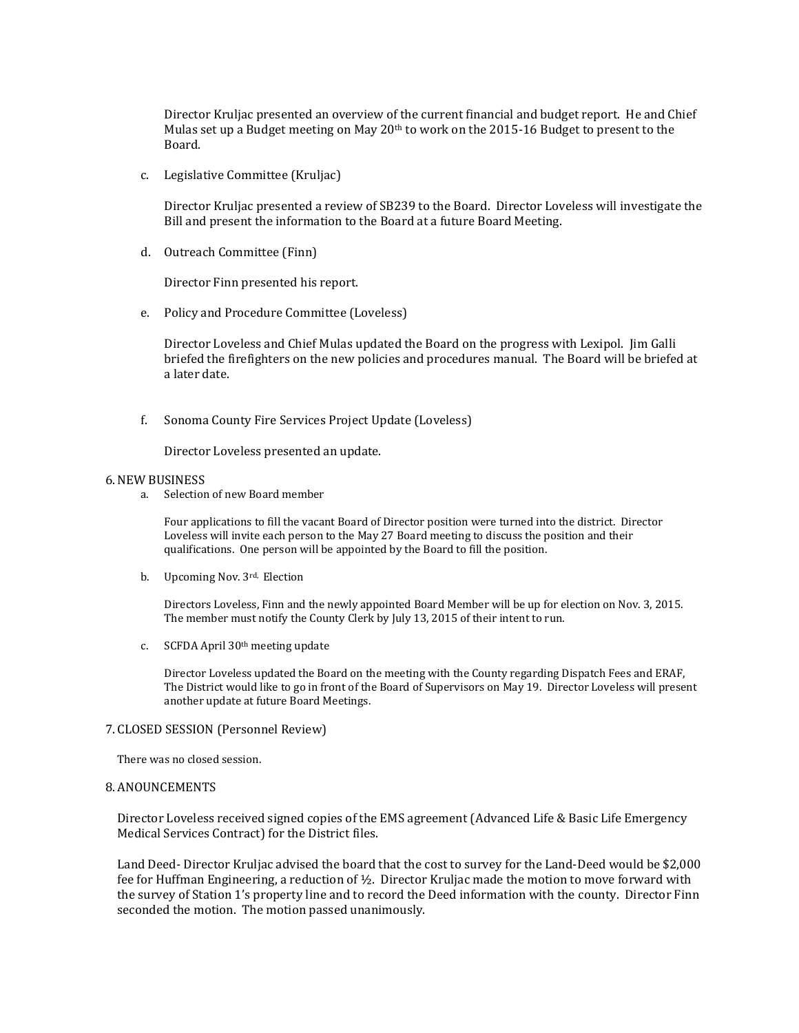Director Kruljac presented an overview of the current financial and budget report. He and Chief Mulas set up a Budget meeting on May 20th to work on the 2015-16 Budget to present to the Board.

c. Legislative Committee (Kruljac)

Director Kruljac presented a review of SB239 to the Board. Director Loveless will investigate the Bill and present the information to the Board at a future Board Meeting.

d. Outreach Committee (Finn)

Director Finn presented his report.

e. Policy and Procedure Committee (Loveless)

Director Loveless and Chief Mulas updated the Board on the progress with Lexipol. Jim Galli briefed the firefighters on the new policies and procedures manual. The Board will be briefed at a later date.

f. Sonoma County Fire Services Project Update (Loveless)

Director Loveless presented an update.

## 6. NEW BUSINESS

a. Selection of new Board member

Four applications to fill the vacant Board of Director position were turned into the district. Director Loveless will invite each person to the May 27 Board meeting to discuss the position and their qualifications. One person will be appointed by the Board to fill the position.

b. Upcoming Nov. 3rd, Election

Directors Loveless, Finn and the newly appointed Board Member will be up for election on Nov. 3, 2015. The member must notify the County Clerk by July 13, 2015 of their intent to run.

c. SCFDA April 30th meeting update

Director Loveless updated the Board on the meeting with the County regarding Dispatch Fees and ERAF, The District would like to go in front of the Board of Supervisors on May 19. Director Loveless will present another update at future Board Meetings.

## 7. CLOSED SESSION (Personnel Review)

There was no closed session.

## 8. ANOUNCEMENTS

Director Loveless received signed copies of the EMS agreement (Advanced Life & Basic Life Emergency Medical Services Contract) for the District files.

Land Deed- Director Kruljac advised the board that the cost to survey for the Land-Deed would be $2,000 fee for Huffman Engineering, a reduction of ½. Director Kruljac made the motion to move forward with the survey of Station 1's property line and to record the Deed information with the county. Director Finn seconded the motion. The motion passed unanimously.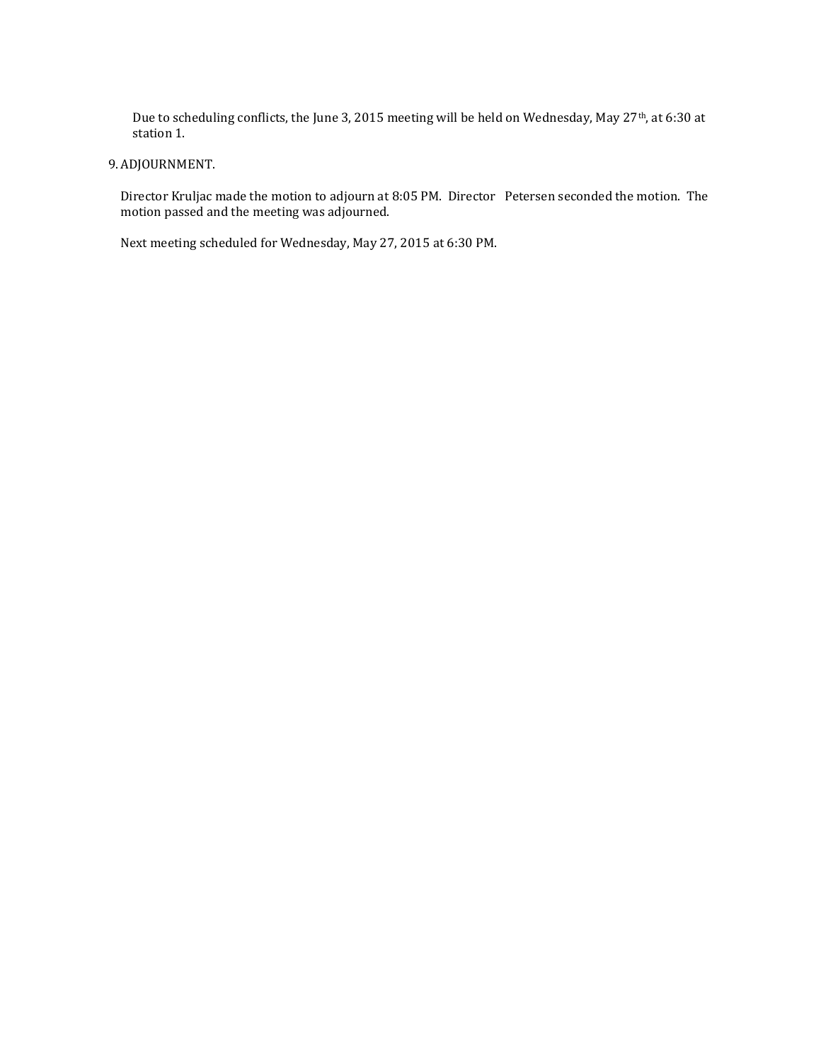Due to scheduling conflicts, the June 3, 2015 meeting will be held on Wednesday, May 27th, at 6:30 at station 1.

9. ADJOURNMENT.

Director Kruljac made the motion to adjourn at 8:05 PM. Director Petersen seconded the motion. The motion passed and the meeting was adjourned.

Next meeting scheduled for Wednesday, May 27, 2015 at 6:30 PM.